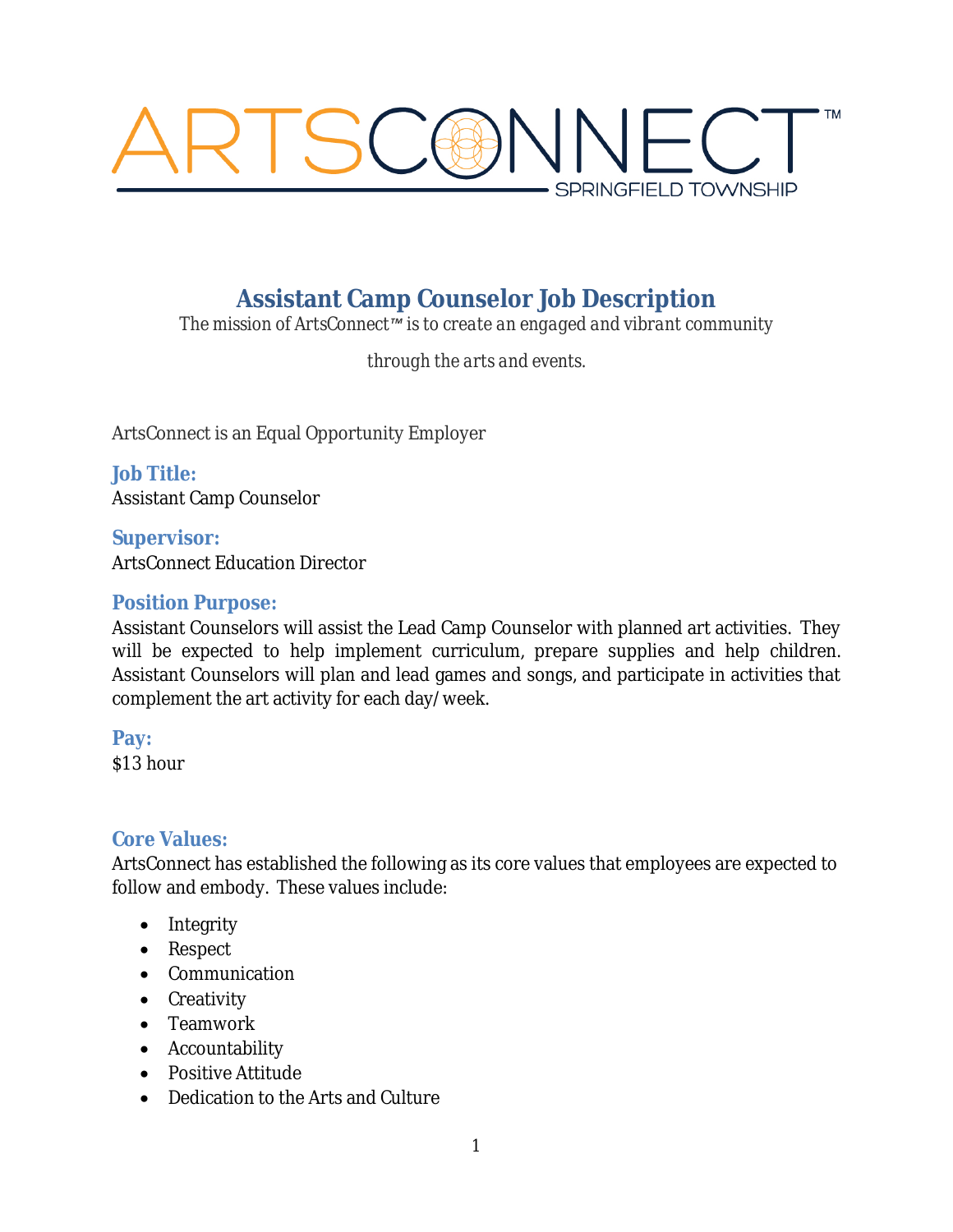# Assistant Camp Counselor Job Description

*The mission of ArtsConnect™ is to create an engaged and vibrant community through the arts and events.*

ArtsConnect is an Equal Opportunity Employer

### Job Title:

Assistant Camp Counselor

### Supervisor:

ArtsConnect Education Director

### Position Purpose:

Assistant Counselors will assist the Lead Camp Counselor with planned art activities. They will be expected to help implement curriculum, prepare supplies and help children. Assistant Counselors will plan and lead games and songs, and participate in activities that complement the art activity for each day/week.

### Pay:

$13 hour

### Core Values:

ArtsConnect has established the following as its core values that employees are expected to follow and embody. These values include:

- Integrity
- Respect
- Communication
- Creativity
- Teamwork
- Accountability
- Positive Attitude
- Dedication to the Arts and Culture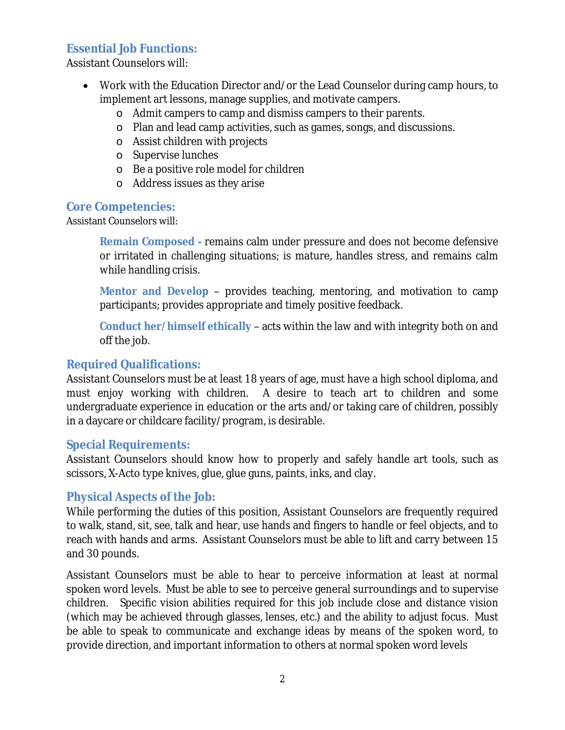## Essential Job Functions:

Assistant Counselors will:

- Work with the Education Director and/or the Lead Counselor during camp hours, to implement art lessons, manage supplies, and motivate campers.
  - Admit campers to camp and dismiss campers to their parents.
  - Plan and lead camp activities, such as games, songs, and discussions.
  - Assist children with projects
  - Supervise lunches
  - Be a positive role model for children
  - Address issues as they arise

## Core Competencies:

Assistant Counselors will:

> **Remain Composed -** remains calm under pressure and does not become defensive or irritated in challenging situations; is mature, handles stress, and remains calm while handling crisis.
>
> **Mentor and Develop** – provides teaching, mentoring, and motivation to camp participants; provides appropriate and timely positive feedback.
>
> **Conduct her/himself ethically** – acts within the law and with integrity both on and off the job.

## Required Qualifications:

Assistant Counselors must be at least 18 years of age, must have a high school diploma, and must enjoy working with children. A desire to teach art to children and some undergraduate experience in education or the arts and/or taking care of children, possibly in a daycare or childcare facility/program, is desirable.

## Special Requirements:

Assistant Counselors should know how to properly and safely handle art tools, such as scissors, X-Acto type knives, glue, glue guns, paints, inks, and clay.

## Physical Aspects of the Job:

While performing the duties of this position, Assistant Counselors are frequently required to walk, stand, sit, see, talk and hear, use hands and fingers to handle or feel objects, and to reach with hands and arms. Assistant Counselors must be able to lift and carry between 15 and 30 pounds.

Assistant Counselors must be able to hear to perceive information at least at normal spoken word levels. Must be able to see to perceive general surroundings and to supervise children. Specific vision abilities required for this job include close and distance vision (which may be achieved through glasses, lenses, etc.) and the ability to adjust focus. Must be able to speak to communicate and exchange ideas by means of the spoken word, to provide direction, and important information to others at normal spoken word levels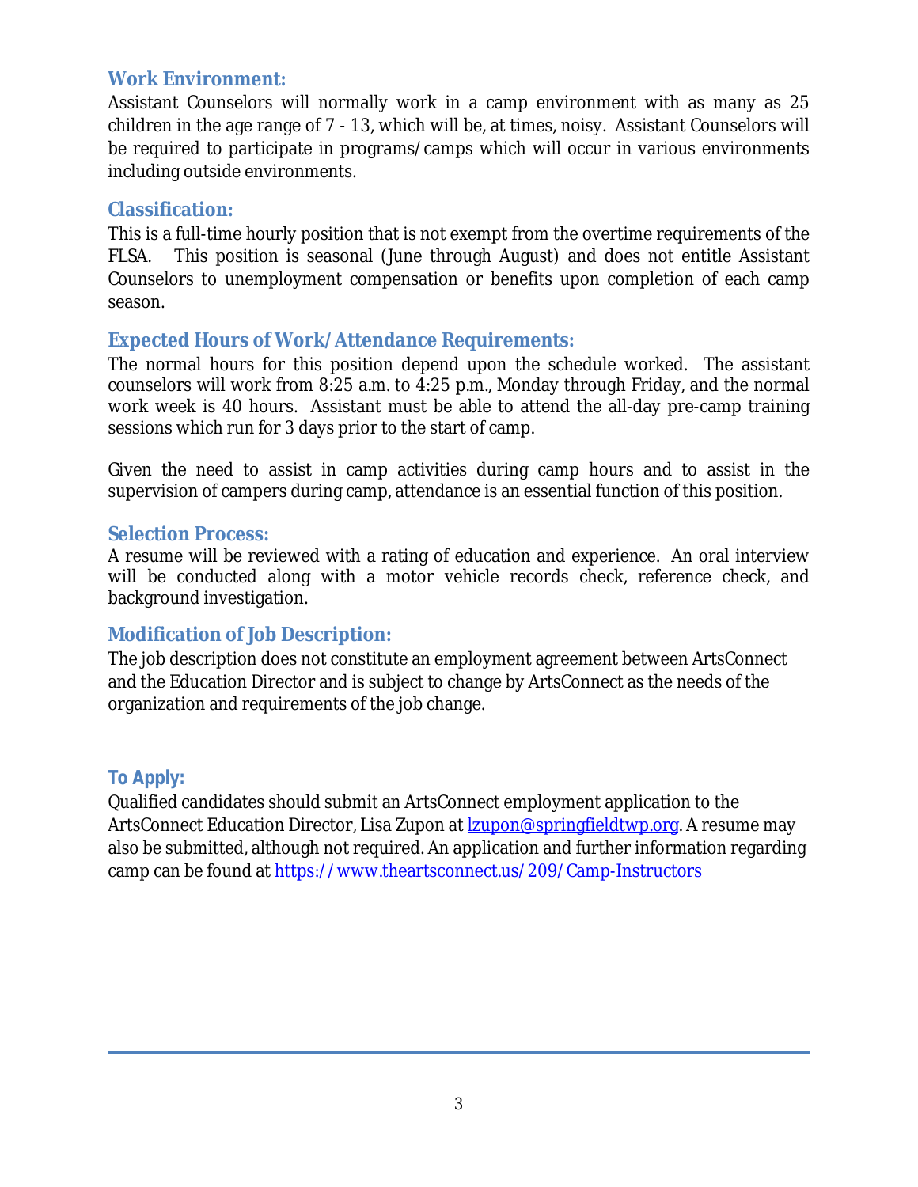## Work Environment:

Assistant Counselors will normally work in a camp environment with as many as 25 children in the age range of 7 - 13, which will be, at times, noisy. Assistant Counselors will be required to participate in programs/camps which will occur in various environments including outside environments.

## Classification:

This is a full-time hourly position that is not exempt from the overtime requirements of the FLSA. This position is seasonal (June through August) and does not entitle Assistant Counselors to unemployment compensation or benefits upon completion of each camp season.

## Expected Hours of Work/Attendance Requirements:

The normal hours for this position depend upon the schedule worked. The assistant counselors will work from 8:25 a.m. to 4:25 p.m., Monday through Friday, and the normal work week is 40 hours. Assistant must be able to attend the all-day pre-camp training sessions which run for 3 days prior to the start of camp.

Given the need to assist in camp activities during camp hours and to assist in the supervision of campers during camp, attendance is an essential function of this position.

## Selection Process:

A resume will be reviewed with a rating of education and experience. An oral interview will be conducted along with a motor vehicle records check, reference check, and background investigation.

## Modification of Job Description:

The job description does not constitute an employment agreement between ArtsConnect and the Education Director and is subject to change by ArtsConnect as the needs of the organization and requirements of the job change.

## To Apply:

Qualified candidates should submit an ArtsConnect employment application to the ArtsConnect Education Director, Lisa Zupon at [lzupon@springfieldtwp.org](mailto:lzupon@springfieldtwp.org). A resume may also be submitted, although not required. An application and further information regarding camp can be found at [https://www.theartsconnect.us/209/Camp-Instructors](https://www.theartsconnect.us/209/Camp-Instructors)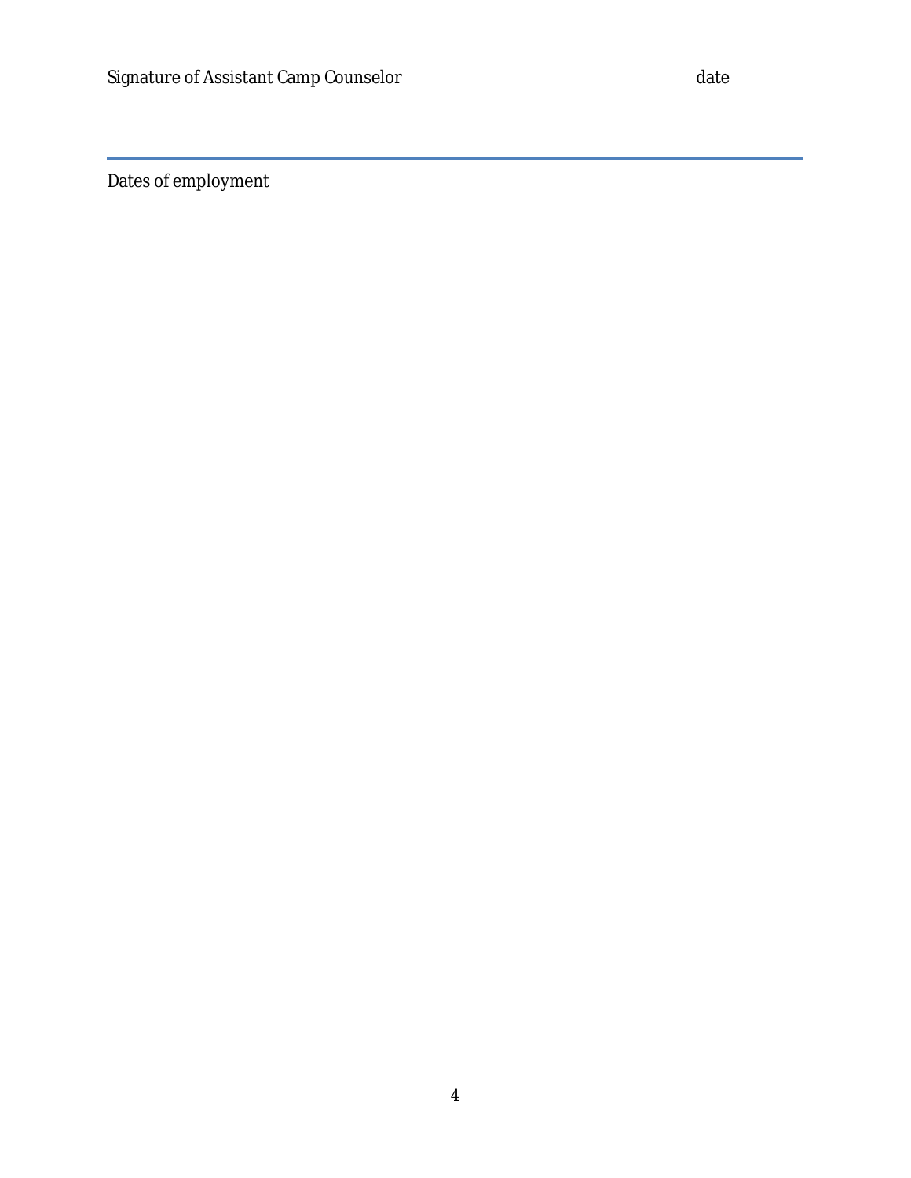Signature of Assistant Camp Counselor date

---

Dates of employment